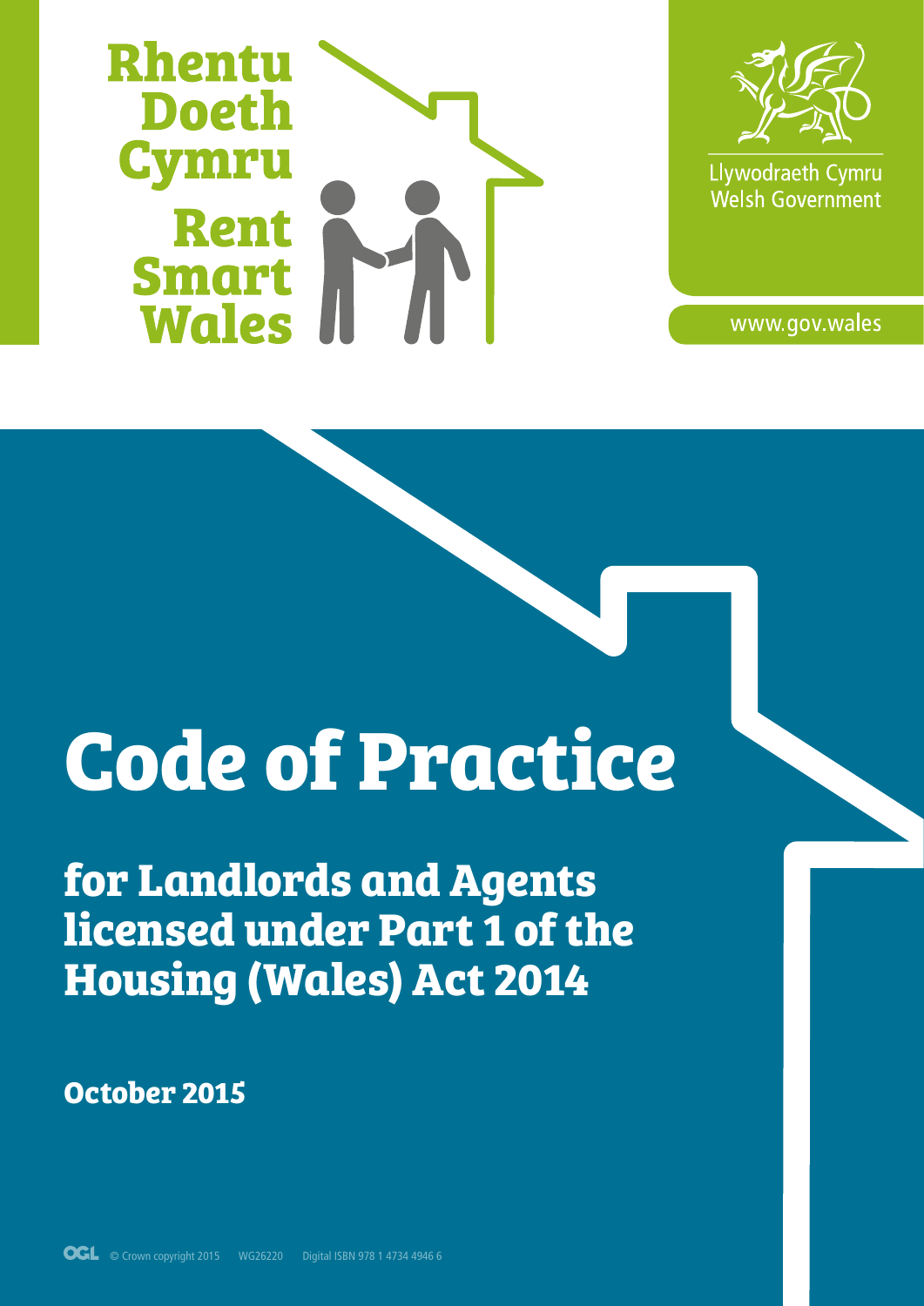Rhentu Doeth Cymru

Rent Smart Wales

Llywodraeth Cymru
Welsh Government

www.gov.wales

# Code of Practice

## for Landlords and Agents licensed under Part 1 of the Housing (Wales) Act 2014

**October 2015**

© Crown copyright 2015 WG26220 Digital ISBN 978 1 4734 4946 6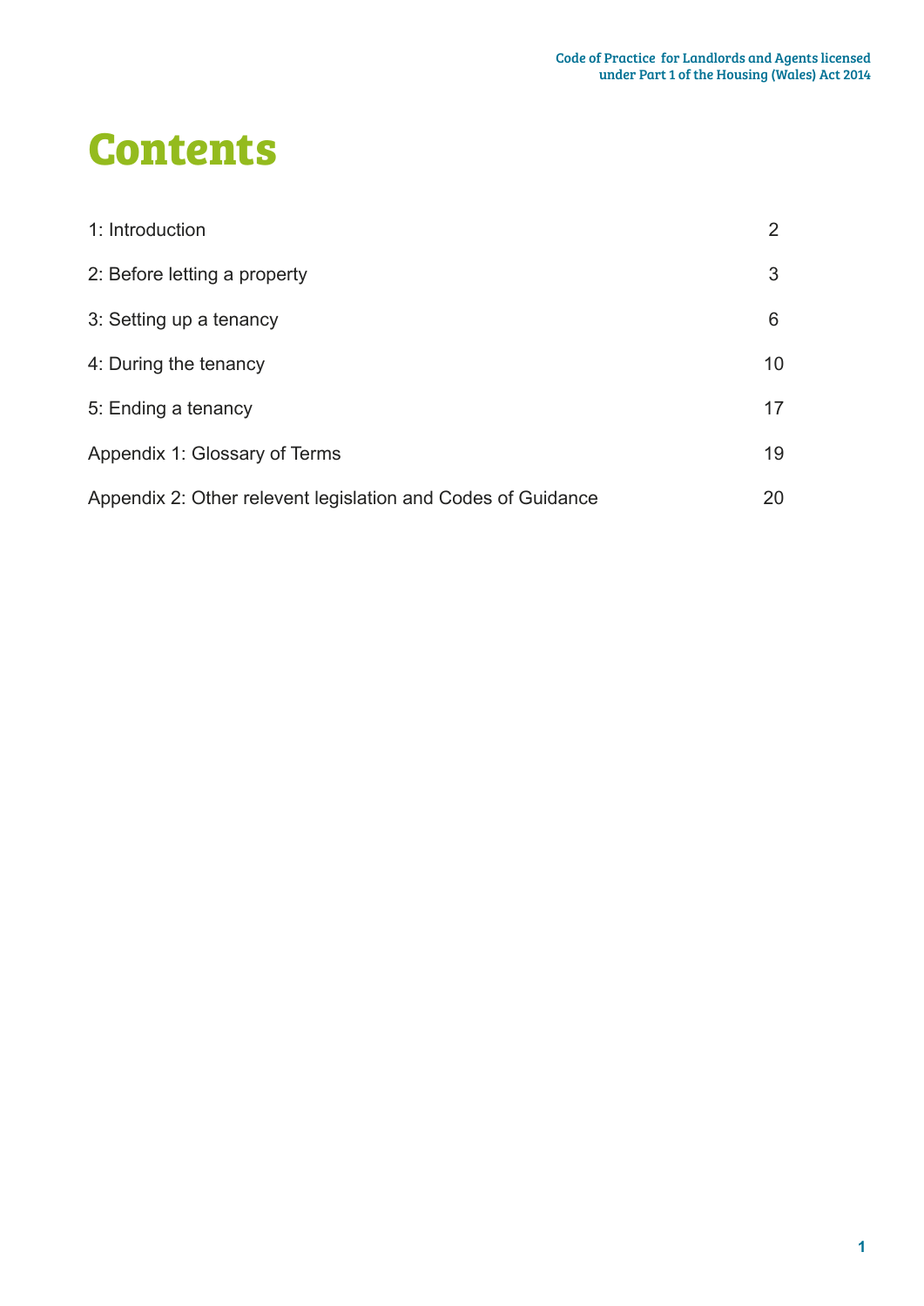# Contents

| | |
|---|---|
| 1: Introduction | 2 |
| 2: Before letting a property | 3 |
| 3: Setting up a tenancy | 6 |
| 4: During the tenancy | 10 |
| 5: Ending a tenancy | 17 |
| Appendix 1: Glossary of Terms | 19 |
| Appendix 2: Other relevent legislation and Codes of Guidance | 20 |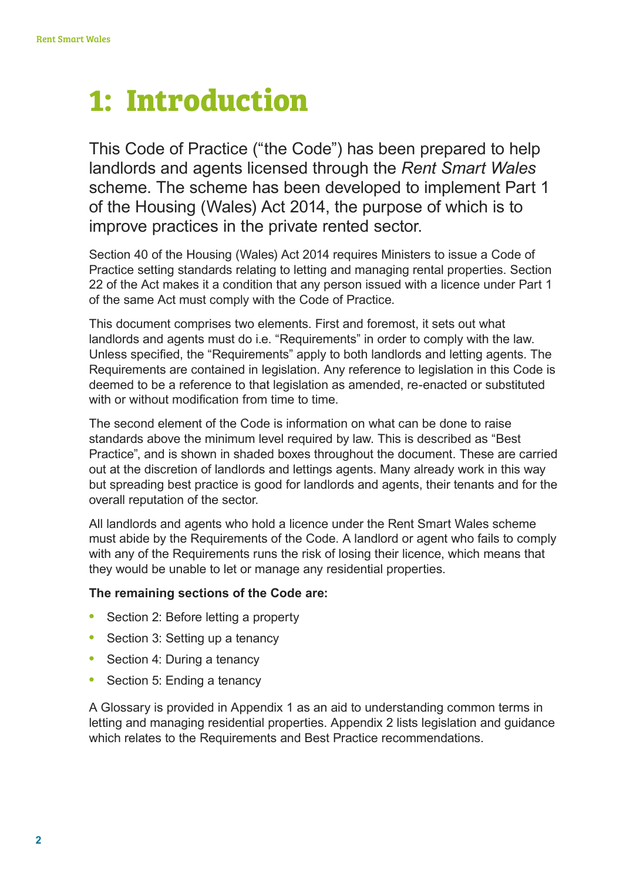# 1: Introduction

This Code of Practice ("the Code") has been prepared to help landlords and agents licensed through the *Rent Smart Wales* scheme. The scheme has been developed to implement Part 1 of the Housing (Wales) Act 2014, the purpose of which is to improve practices in the private rented sector.

Section 40 of the Housing (Wales) Act 2014 requires Ministers to issue a Code of Practice setting standards relating to letting and managing rental properties. Section 22 of the Act makes it a condition that any person issued with a licence under Part 1 of the same Act must comply with the Code of Practice.

This document comprises two elements. First and foremost, it sets out what landlords and agents must do i.e. "Requirements" in order to comply with the law. Unless specified, the "Requirements" apply to both landlords and letting agents. The Requirements are contained in legislation. Any reference to legislation in this Code is deemed to be a reference to that legislation as amended, re-enacted or substituted with or without modification from time to time.

The second element of the Code is information on what can be done to raise standards above the minimum level required by law. This is described as "Best Practice", and is shown in shaded boxes throughout the document. These are carried out at the discretion of landlords and lettings agents. Many already work in this way but spreading best practice is good for landlords and agents, their tenants and for the overall reputation of the sector.

All landlords and agents who hold a licence under the Rent Smart Wales scheme must abide by the Requirements of the Code. A landlord or agent who fails to comply with any of the Requirements runs the risk of losing their licence, which means that they would be unable to let or manage any residential properties.

**The remaining sections of the Code are:**

- Section 2: Before letting a property
- Section 3: Setting up a tenancy
- Section 4: During a tenancy
- Section 5: Ending a tenancy

A Glossary is provided in Appendix 1 as an aid to understanding common terms in letting and managing residential properties. Appendix 2 lists legislation and guidance which relates to the Requirements and Best Practice recommendations.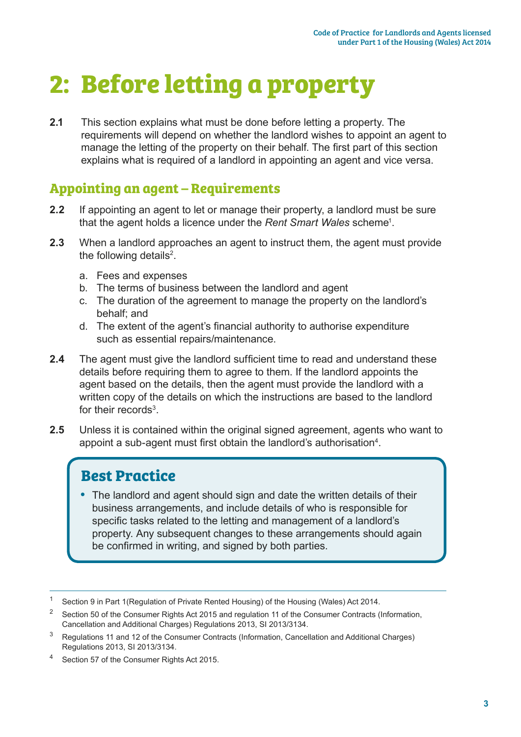# 2: Before letting a property

**2.1** This section explains what must be done before letting a property. The requirements will depend on whether the landlord wishes to appoint an agent to manage the letting of the property on their behalf. The first part of this section explains what is required of a landlord in appointing an agent and vice versa.

## Appointing an agent – Requirements

**2.2** If appointing an agent to let or manage their property, a landlord must be sure that the agent holds a licence under the *Rent Smart Wales* scheme[1].

**2.3** When a landlord approaches an agent to instruct them, the agent must provide the following details[2].

a. Fees and expenses
b. The terms of business between the landlord and agent
c. The duration of the agreement to manage the property on the landlord's behalf; and
d. The extent of the agent's financial authority to authorise expenditure such as essential repairs/maintenance.

**2.4** The agent must give the landlord sufficient time to read and understand these details before requiring them to agree to them. If the landlord appoints the agent based on the details, then the agent must provide the landlord with a written copy of the details on which the instructions are based to the landlord for their records[3].

**2.5** Unless it is contained within the original signed agreement, agents who want to appoint a sub-agent must first obtain the landlord's authorisation[4].

### Best Practice

- The landlord and agent should sign and date the written details of their business arrangements, and include details of who is responsible for specific tasks related to the letting and management of a landlord's property. Any subsequent changes to these arrangements should again be confirmed in writing, and signed by both parties.

---

1 Section 9 in Part 1(Regulation of Private Rented Housing) of the Housing (Wales) Act 2014.

2 Section 50 of the Consumer Rights Act 2015 and regulation 11 of the Consumer Contracts (Information, Cancellation and Additional Charges) Regulations 2013, SI 2013/3134.

3 Regulations 11 and 12 of the Consumer Contracts (Information, Cancellation and Additional Charges) Regulations 2013, SI 2013/3134.

4 Section 57 of the Consumer Rights Act 2015.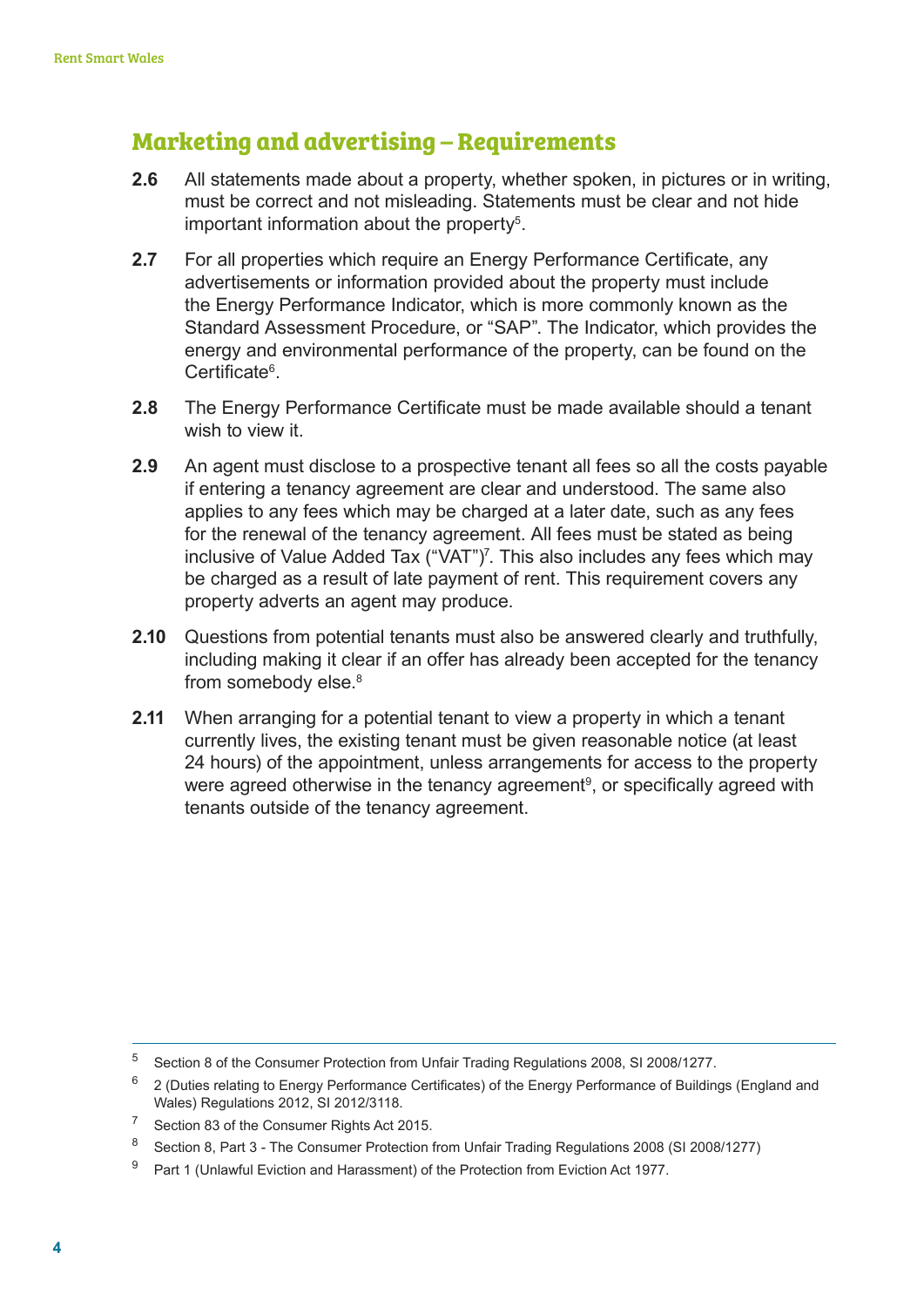## Marketing and advertising – Requirements

**2.6** All statements made about a property, whether spoken, in pictures or in writing, must be correct and not misleading. Statements must be clear and not hide important information about the property[5].

**2.7** For all properties which require an Energy Performance Certificate, any advertisements or information provided about the property must include the Energy Performance Indicator, which is more commonly known as the Standard Assessment Procedure, or "SAP". The Indicator, which provides the energy and environmental performance of the property, can be found on the Certificate[6].

**2.8** The Energy Performance Certificate must be made available should a tenant wish to view it.

**2.9** An agent must disclose to a prospective tenant all fees so all the costs payable if entering a tenancy agreement are clear and understood. The same also applies to any fees which may be charged at a later date, such as any fees for the renewal of the tenancy agreement. All fees must be stated as being inclusive of Value Added Tax ("VAT")[7]. This also includes any fees which may be charged as a result of late payment of rent. This requirement covers any property adverts an agent may produce.

**2.10** Questions from potential tenants must also be answered clearly and truthfully, including making it clear if an offer has already been accepted for the tenancy from somebody else.[8]

**2.11** When arranging for a potential tenant to view a property in which a tenant currently lives, the existing tenant must be given reasonable notice (at least 24 hours) of the appointment, unless arrangements for access to the property were agreed otherwise in the tenancy agreement[9], or specifically agreed with tenants outside of the tenancy agreement.

---

[5] Section 8 of the Consumer Protection from Unfair Trading Regulations 2008, SI 2008/1277.

[6] 2 (Duties relating to Energy Performance Certificates) of the Energy Performance of Buildings (England and Wales) Regulations 2012, SI 2012/3118.

[7] Section 83 of the Consumer Rights Act 2015.

[8] Section 8, Part 3 - The Consumer Protection from Unfair Trading Regulations 2008 (SI 2008/1277)

[9] Part 1 (Unlawful Eviction and Harassment) of the Protection from Eviction Act 1977.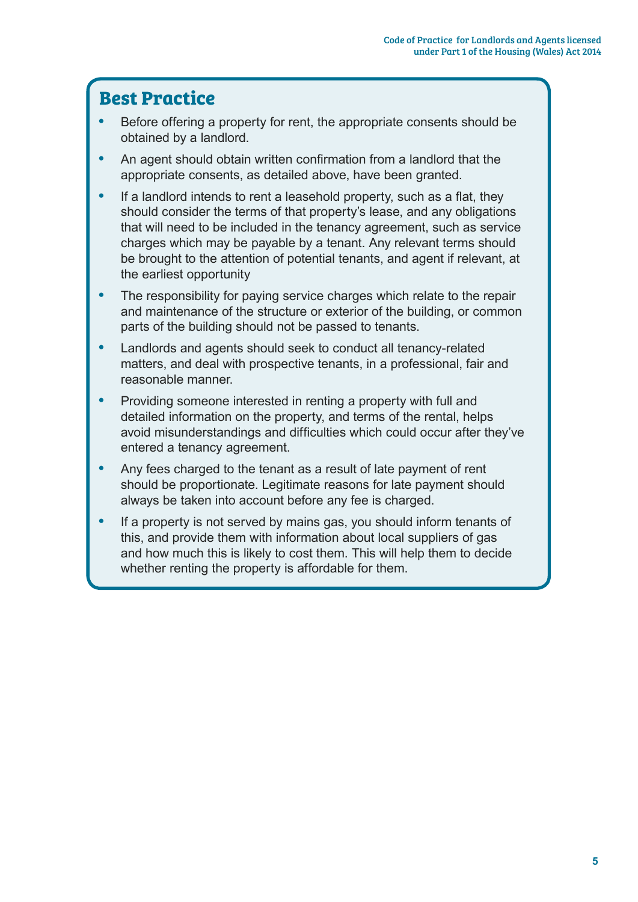## Best Practice

- Before offering a property for rent, the appropriate consents should be obtained by a landlord.
- An agent should obtain written confirmation from a landlord that the appropriate consents, as detailed above, have been granted.
- If a landlord intends to rent a leasehold property, such as a flat, they should consider the terms of that property's lease, and any obligations that will need to be included in the tenancy agreement, such as service charges which may be payable by a tenant. Any relevant terms should be brought to the attention of potential tenants, and agent if relevant, at the earliest opportunity
- The responsibility for paying service charges which relate to the repair and maintenance of the structure or exterior of the building, or common parts of the building should not be passed to tenants.
- Landlords and agents should seek to conduct all tenancy-related matters, and deal with prospective tenants, in a professional, fair and reasonable manner.
- Providing someone interested in renting a property with full and detailed information on the property, and terms of the rental, helps avoid misunderstandings and difficulties which could occur after they've entered a tenancy agreement.
- Any fees charged to the tenant as a result of late payment of rent should be proportionate. Legitimate reasons for late payment should always be taken into account before any fee is charged.
- If a property is not served by mains gas, you should inform tenants of this, and provide them with information about local suppliers of gas and how much this is likely to cost them. This will help them to decide whether renting the property is affordable for them.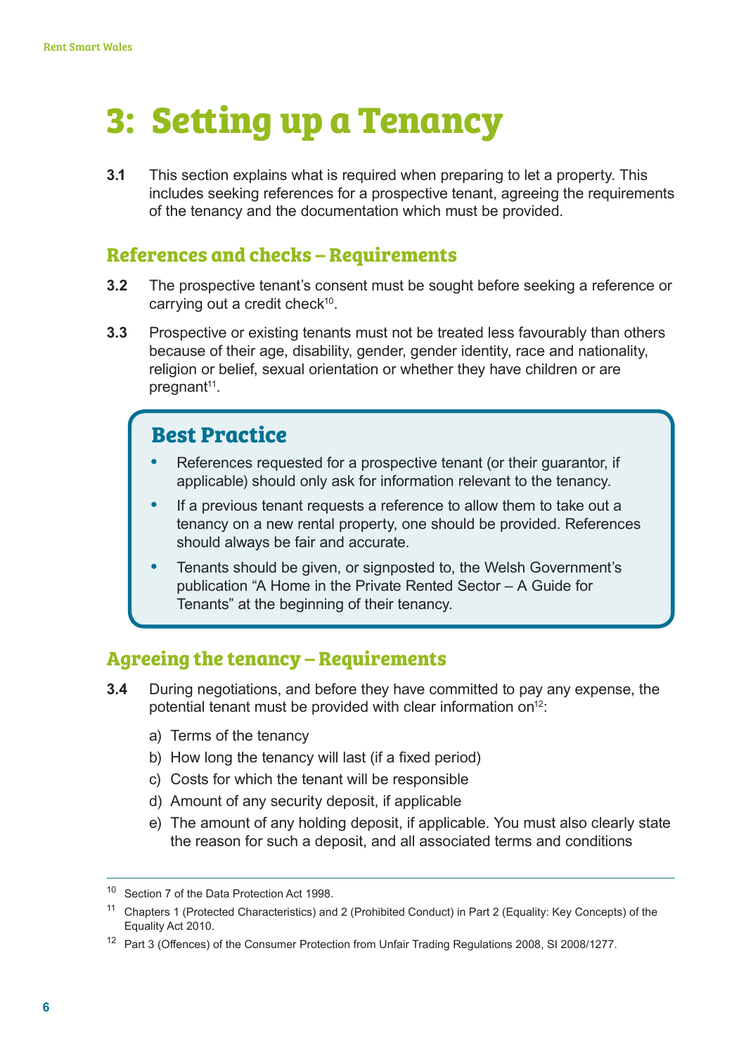# 3: Setting up a Tenancy

**3.1** This section explains what is required when preparing to let a property. This includes seeking references for a prospective tenant, agreeing the requirements of the tenancy and the documentation which must be provided.

## References and checks – Requirements

**3.2** The prospective tenant's consent must be sought before seeking a reference or carrying out a credit check[10].

**3.3** Prospective or existing tenants must not be treated less favourably than others because of their age, disability, gender, gender identity, race and nationality, religion or belief, sexual orientation or whether they have children or are pregnant[11].

### Best Practice

- References requested for a prospective tenant (or their guarantor, if applicable) should only ask for information relevant to the tenancy.
- If a previous tenant requests a reference to allow them to take out a tenancy on a new rental property, one should be provided. References should always be fair and accurate.
- Tenants should be given, or signposted to, the Welsh Government's publication "A Home in the Private Rented Sector – A Guide for Tenants" at the beginning of their tenancy.

## Agreeing the tenancy – Requirements

**3.4** During negotiations, and before they have committed to pay any expense, the potential tenant must be provided with clear information on[12]:

a) Terms of the tenancy

b) How long the tenancy will last (if a fixed period)

c) Costs for which the tenant will be responsible

d) Amount of any security deposit, if applicable

e) The amount of any holding deposit, if applicable. You must also clearly state the reason for such a deposit, and all associated terms and conditions

---

[10] Section 7 of the Data Protection Act 1998.

[11] Chapters 1 (Protected Characteristics) and 2 (Prohibited Conduct) in Part 2 (Equality: Key Concepts) of the Equality Act 2010.

[12] Part 3 (Offences) of the Consumer Protection from Unfair Trading Regulations 2008, SI 2008/1277.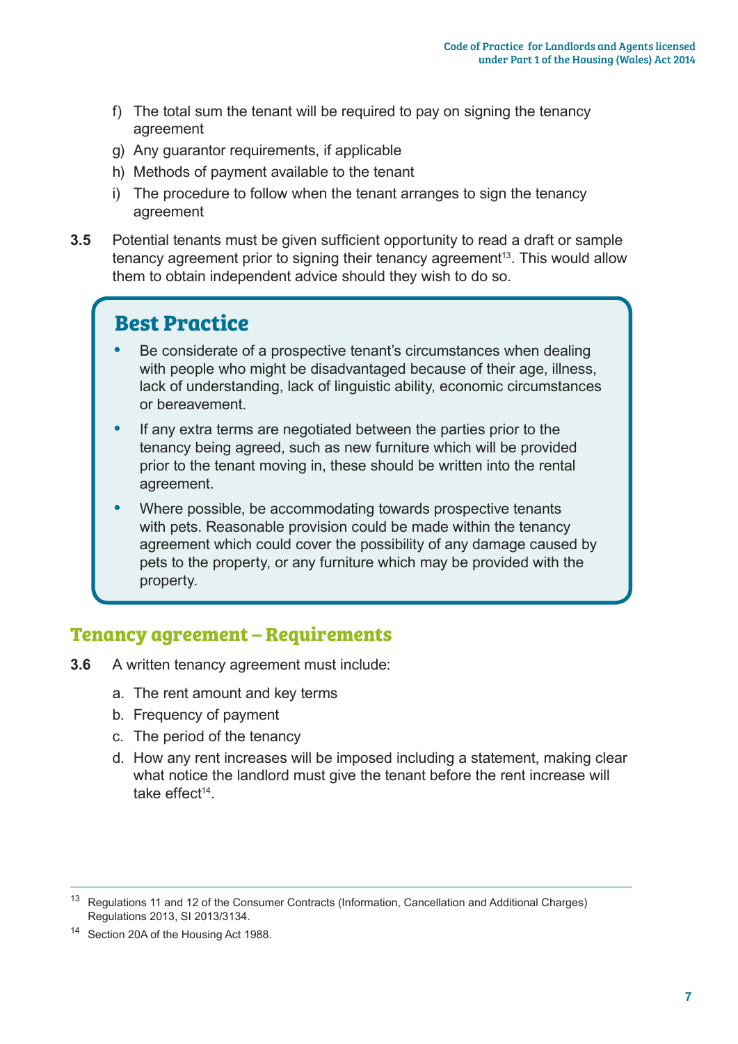f) The total sum the tenant will be required to pay on signing the tenancy agreement
g) Any guarantor requirements, if applicable
h) Methods of payment available to the tenant
i) The procedure to follow when the tenant arranges to sign the tenancy agreement

**3.5** Potential tenants must be given sufficient opportunity to read a draft or sample tenancy agreement prior to signing their tenancy agreement[13]. This would allow them to obtain independent advice should they wish to do so.

> ## Best Practice
>
> - Be considerate of a prospective tenant's circumstances when dealing with people who might be disadvantaged because of their age, illness, lack of understanding, lack of linguistic ability, economic circumstances or bereavement.
> - If any extra terms are negotiated between the parties prior to the tenancy being agreed, such as new furniture which will be provided prior to the tenant moving in, these should be written into the rental agreement.
> - Where possible, be accommodating towards prospective tenants with pets. Reasonable provision could be made within the tenancy agreement which could cover the possibility of any damage caused by pets to the property, or any furniture which may be provided with the property.

## Tenancy agreement – Requirements

**3.6** A written tenancy agreement must include:

a. The rent amount and key terms
b. Frequency of payment
c. The period of the tenancy
d. How any rent increases will be imposed including a statement, making clear what notice the landlord must give the tenant before the rent increase will take effect[14].

---

[13] Regulations 11 and 12 of the Consumer Contracts (Information, Cancellation and Additional Charges) Regulations 2013, SI 2013/3134.

[14] Section 20A of the Housing Act 1988.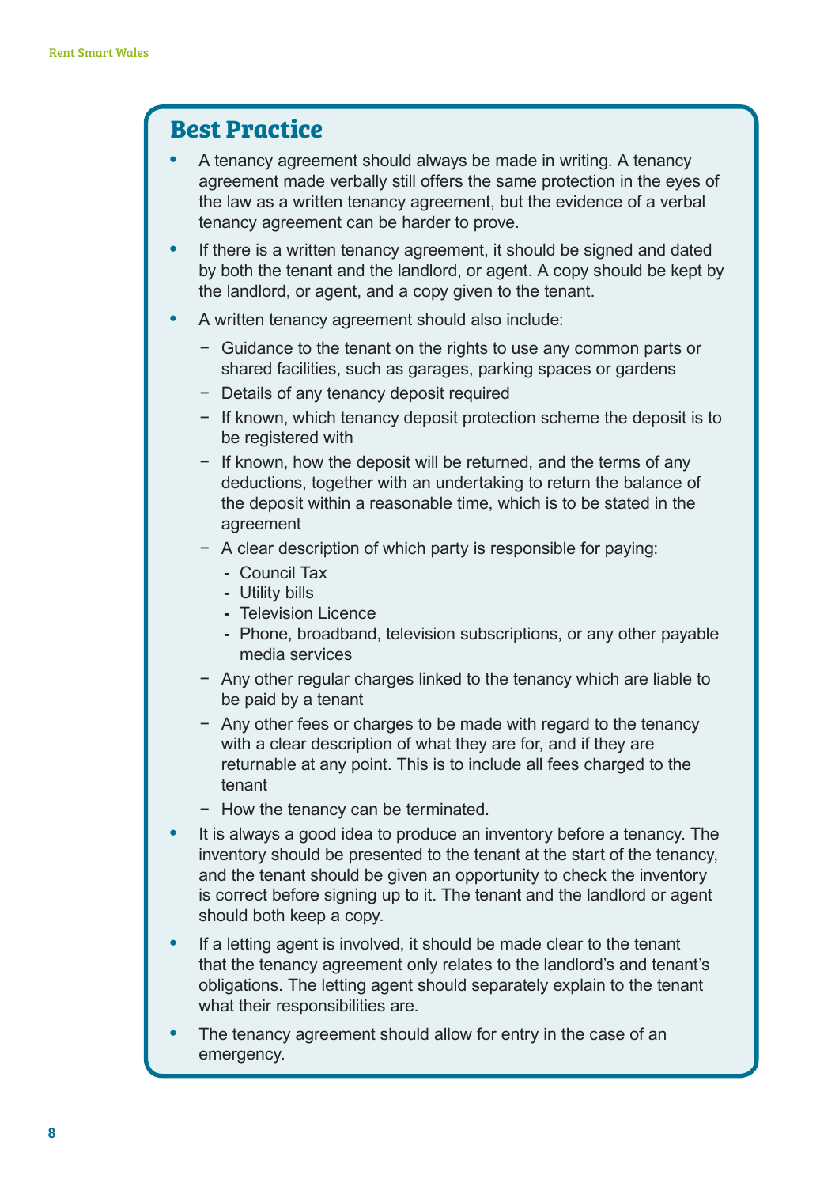## Best Practice

- A tenancy agreement should always be made in writing. A tenancy agreement made verbally still offers the same protection in the eyes of the law as a written tenancy agreement, but the evidence of a verbal tenancy agreement can be harder to prove.
- If there is a written tenancy agreement, it should be signed and dated by both the tenant and the landlord, or agent. A copy should be kept by the landlord, or agent, and a copy given to the tenant.
- A written tenancy agreement should also include:
  - Guidance to the tenant on the rights to use any common parts or shared facilities, such as garages, parking spaces or gardens
  - Details of any tenancy deposit required
  - If known, which tenancy deposit protection scheme the deposit is to be registered with
  - If known, how the deposit will be returned, and the terms of any deductions, together with an undertaking to return the balance of the deposit within a reasonable time, which is to be stated in the agreement
  - A clear description of which party is responsible for paying:
    - Council Tax
    - Utility bills
    - Television Licence
    - Phone, broadband, television subscriptions, or any other payable media services
  - Any other regular charges linked to the tenancy which are liable to be paid by a tenant
  - Any other fees or charges to be made with regard to the tenancy with a clear description of what they are for, and if they are returnable at any point. This is to include all fees charged to the tenant
  - How the tenancy can be terminated.
- It is always a good idea to produce an inventory before a tenancy. The inventory should be presented to the tenant at the start of the tenancy, and the tenant should be given an opportunity to check the inventory is correct before signing up to it. The tenant and the landlord or agent should both keep a copy.
- If a letting agent is involved, it should be made clear to the tenant that the tenancy agreement only relates to the landlord's and tenant's obligations. The letting agent should separately explain to the tenant what their responsibilities are.
- The tenancy agreement should allow for entry in the case of an emergency.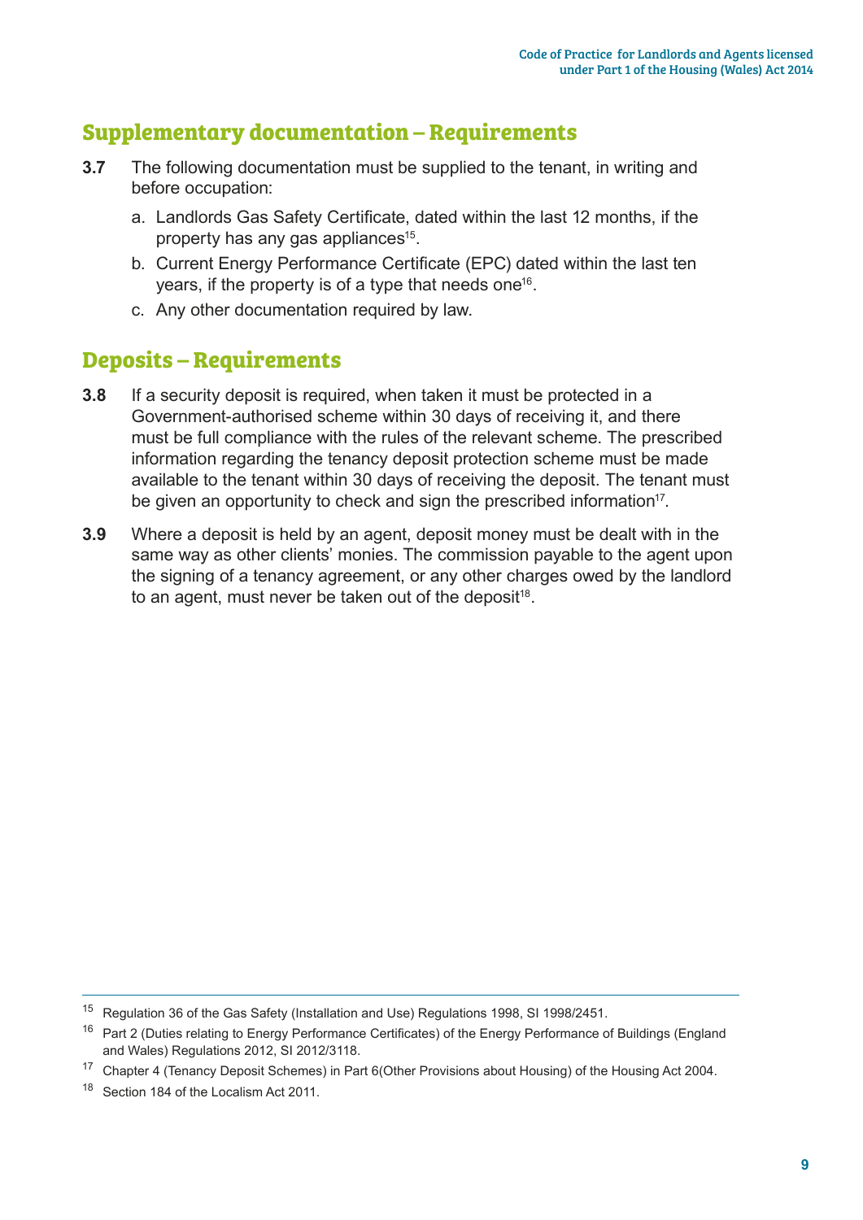## Supplementary documentation – Requirements

**3.7** The following documentation must be supplied to the tenant, in writing and before occupation:

a. Landlords Gas Safety Certificate, dated within the last 12 months, if the property has any gas appliances[15].

b. Current Energy Performance Certificate (EPC) dated within the last ten years, if the property is of a type that needs one[16].

c. Any other documentation required by law.

## Deposits – Requirements

**3.8** If a security deposit is required, when taken it must be protected in a Government-authorised scheme within 30 days of receiving it, and there must be full compliance with the rules of the relevant scheme. The prescribed information regarding the tenancy deposit protection scheme must be made available to the tenant within 30 days of receiving the deposit. The tenant must be given an opportunity to check and sign the prescribed information[17].

**3.9** Where a deposit is held by an agent, deposit money must be dealt with in the same way as other clients' monies. The commission payable to the agent upon the signing of a tenancy agreement, or any other charges owed by the landlord to an agent, must never be taken out of the deposit[18].

---

[15] Regulation 36 of the Gas Safety (Installation and Use) Regulations 1998, SI 1998/2451.

[16] Part 2 (Duties relating to Energy Performance Certificates) of the Energy Performance of Buildings (England and Wales) Regulations 2012, SI 2012/3118.

[17] Chapter 4 (Tenancy Deposit Schemes) in Part 6(Other Provisions about Housing) of the Housing Act 2004.

[18] Section 184 of the Localism Act 2011.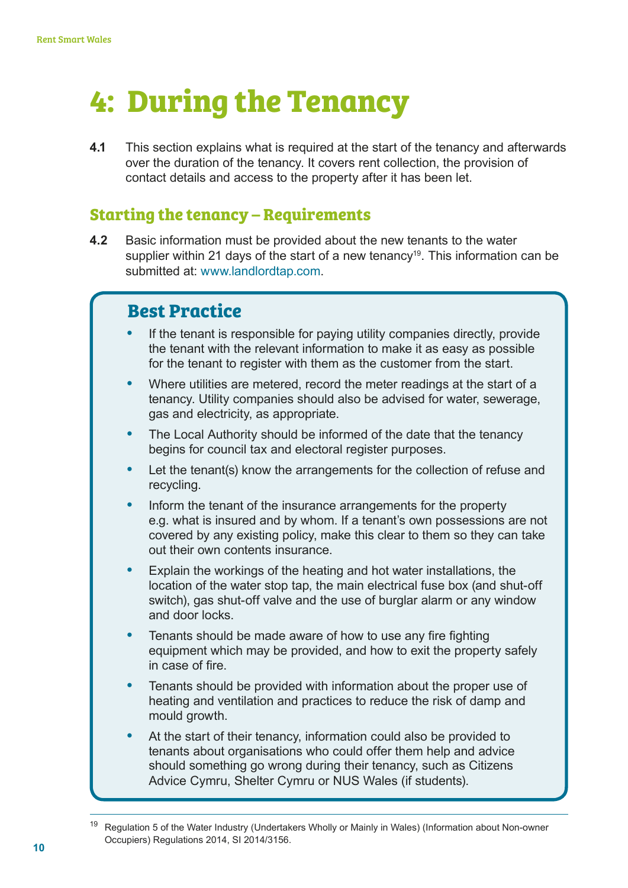# 4: During the Tenancy

**4.1** This section explains what is required at the start of the tenancy and afterwards over the duration of the tenancy. It covers rent collection, the provision of contact details and access to the property after it has been let.

## Starting the tenancy – Requirements

**4.2** Basic information must be provided about the new tenants to the water supplier within 21 days of the start of a new tenancy[19]. This information can be submitted at: www.landlordtap.com.

### Best Practice

- If the tenant is responsible for paying utility companies directly, provide the tenant with the relevant information to make it as easy as possible for the tenant to register with them as the customer from the start.
- Where utilities are metered, record the meter readings at the start of a tenancy. Utility companies should also be advised for water, sewerage, gas and electricity, as appropriate.
- The Local Authority should be informed of the date that the tenancy begins for council tax and electoral register purposes.
- Let the tenant(s) know the arrangements for the collection of refuse and recycling.
- Inform the tenant of the insurance arrangements for the property e.g. what is insured and by whom. If a tenant's own possessions are not covered by any existing policy, make this clear to them so they can take out their own contents insurance.
- Explain the workings of the heating and hot water installations, the location of the water stop tap, the main electrical fuse box (and shut-off switch), gas shut-off valve and the use of burglar alarm or any window and door locks.
- Tenants should be made aware of how to use any fire fighting equipment which may be provided, and how to exit the property safely in case of fire.
- Tenants should be provided with information about the proper use of heating and ventilation and practices to reduce the risk of damp and mould growth.
- At the start of their tenancy, information could also be provided to tenants about organisations who could offer them help and advice should something go wrong during their tenancy, such as Citizens Advice Cymru, Shelter Cymru or NUS Wales (if students).

---

[19] Regulation 5 of the Water Industry (Undertakers Wholly or Mainly in Wales) (Information about Non-owner Occupiers) Regulations 2014, SI 2014/3156.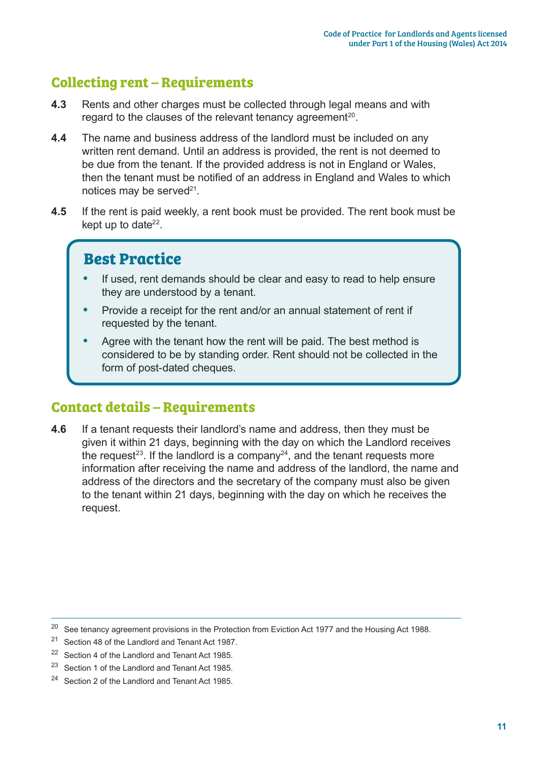## Collecting rent – Requirements

**4.3** Rents and other charges must be collected through legal means and with regard to the clauses of the relevant tenancy agreement[20].

**4.4** The name and business address of the landlord must be included on any written rent demand. Until an address is provided, the rent is not deemed to be due from the tenant. If the provided address is not in England or Wales, then the tenant must be notified of an address in England and Wales to which notices may be served[21].

**4.5** If the rent is paid weekly, a rent book must be provided. The rent book must be kept up to date[22].

### Best Practice

- If used, rent demands should be clear and easy to read to help ensure they are understood by a tenant.
- Provide a receipt for the rent and/or an annual statement of rent if requested by the tenant.
- Agree with the tenant how the rent will be paid. The best method is considered to be by standing order. Rent should not be collected in the form of post-dated cheques.

## Contact details – Requirements

**4.6** If a tenant requests their landlord's name and address, then they must be given it within 21 days, beginning with the day on which the Landlord receives the request[23]. If the landlord is a company[24], and the tenant requests more information after receiving the name and address of the landlord, the name and address of the directors and the secretary of the company must also be given to the tenant within 21 days, beginning with the day on which he receives the request.

---

[20] See tenancy agreement provisions in the Protection from Eviction Act 1977 and the Housing Act 1988.

[21] Section 48 of the Landlord and Tenant Act 1987.

[22] Section 4 of the Landlord and Tenant Act 1985.

[23] Section 1 of the Landlord and Tenant Act 1985.

[24] Section 2 of the Landlord and Tenant Act 1985.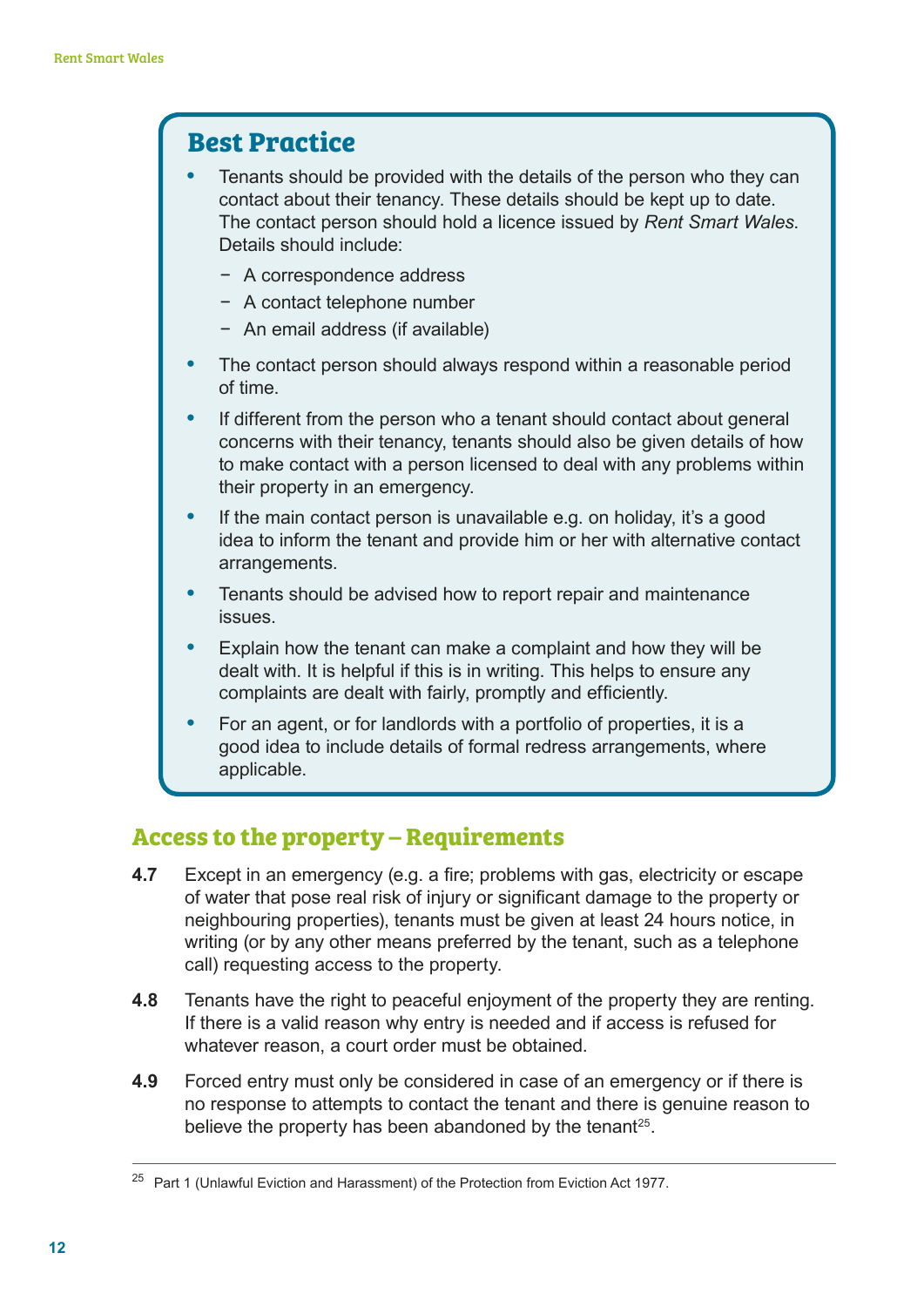## Best Practice

- Tenants should be provided with the details of the person who they can contact about their tenancy. These details should be kept up to date. The contact person should hold a licence issued by *Rent Smart Wales*. Details should include:
  - A correspondence address
  - A contact telephone number
  - An email address (if available)
- The contact person should always respond within a reasonable period of time.
- If different from the person who a tenant should contact about general concerns with their tenancy, tenants should also be given details of how to make contact with a person licensed to deal with any problems within their property in an emergency.
- If the main contact person is unavailable e.g. on holiday, it's a good idea to inform the tenant and provide him or her with alternative contact arrangements.
- Tenants should be advised how to report repair and maintenance issues.
- Explain how the tenant can make a complaint and how they will be dealt with. It is helpful if this is in writing. This helps to ensure any complaints are dealt with fairly, promptly and efficiently.
- For an agent, or for landlords with a portfolio of properties, it is a good idea to include details of formal redress arrangements, where applicable.

## Access to the property – Requirements

**4.7** Except in an emergency (e.g. a fire; problems with gas, electricity or escape of water that pose real risk of injury or significant damage to the property or neighbouring properties), tenants must be given at least 24 hours notice, in writing (or by any other means preferred by the tenant, such as a telephone call) requesting access to the property.

**4.8** Tenants have the right to peaceful enjoyment of the property they are renting. If there is a valid reason why entry is needed and if access is refused for whatever reason, a court order must be obtained.

**4.9** Forced entry must only be considered in case of an emergency or if there is no response to attempts to contact the tenant and there is genuine reason to believe the property has been abandoned by the tenant[25].

[25] Part 1 (Unlawful Eviction and Harassment) of the Protection from Eviction Act 1977.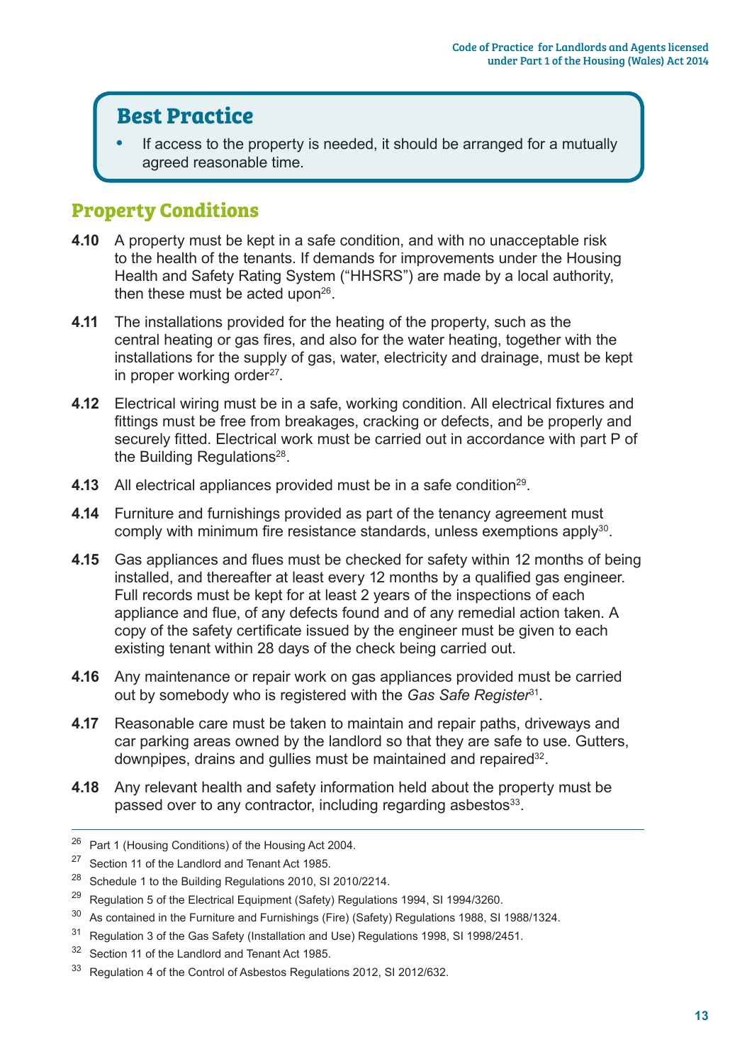## Best Practice

- If access to the property is needed, it should be arranged for a mutually agreed reasonable time.

## Property Conditions

**4.10** A property must be kept in a safe condition, and with no unacceptable risk to the health of the tenants. If demands for improvements under the Housing Health and Safety Rating System ("HHSRS") are made by a local authority, then these must be acted upon[26].

**4.11** The installations provided for the heating of the property, such as the central heating or gas fires, and also for the water heating, together with the installations for the supply of gas, water, electricity and drainage, must be kept in proper working order[27].

**4.12** Electrical wiring must be in a safe, working condition. All electrical fixtures and fittings must be free from breakages, cracking or defects, and be properly and securely fitted. Electrical work must be carried out in accordance with part P of the Building Regulations[28].

**4.13** All electrical appliances provided must be in a safe condition[29].

**4.14** Furniture and furnishings provided as part of the tenancy agreement must comply with minimum fire resistance standards, unless exemptions apply[30].

**4.15** Gas appliances and flues must be checked for safety within 12 months of being installed, and thereafter at least every 12 months by a qualified gas engineer. Full records must be kept for at least 2 years of the inspections of each appliance and flue, of any defects found and of any remedial action taken. A copy of the safety certificate issued by the engineer must be given to each existing tenant within 28 days of the check being carried out.

**4.16** Any maintenance or repair work on gas appliances provided must be carried out by somebody who is registered with the *Gas Safe Register*[31].

**4.17** Reasonable care must be taken to maintain and repair paths, driveways and car parking areas owned by the landlord so that they are safe to use. Gutters, downpipes, drains and gullies must be maintained and repaired[32].

**4.18** Any relevant health and safety information held about the property must be passed over to any contractor, including regarding asbestos[33].

---

[26] Part 1 (Housing Conditions) of the Housing Act 2004.

[27] Section 11 of the Landlord and Tenant Act 1985.

[28] Schedule 1 to the Building Regulations 2010, SI 2010/2214.

[29] Regulation 5 of the Electrical Equipment (Safety) Regulations 1994, SI 1994/3260.

[30] As contained in the Furniture and Furnishings (Fire) (Safety) Regulations 1988, SI 1988/1324.

[31] Regulation 3 of the Gas Safety (Installation and Use) Regulations 1998, SI 1998/2451.

[32] Section 11 of the Landlord and Tenant Act 1985.

[33] Regulation 4 of the Control of Asbestos Regulations 2012, SI 2012/632.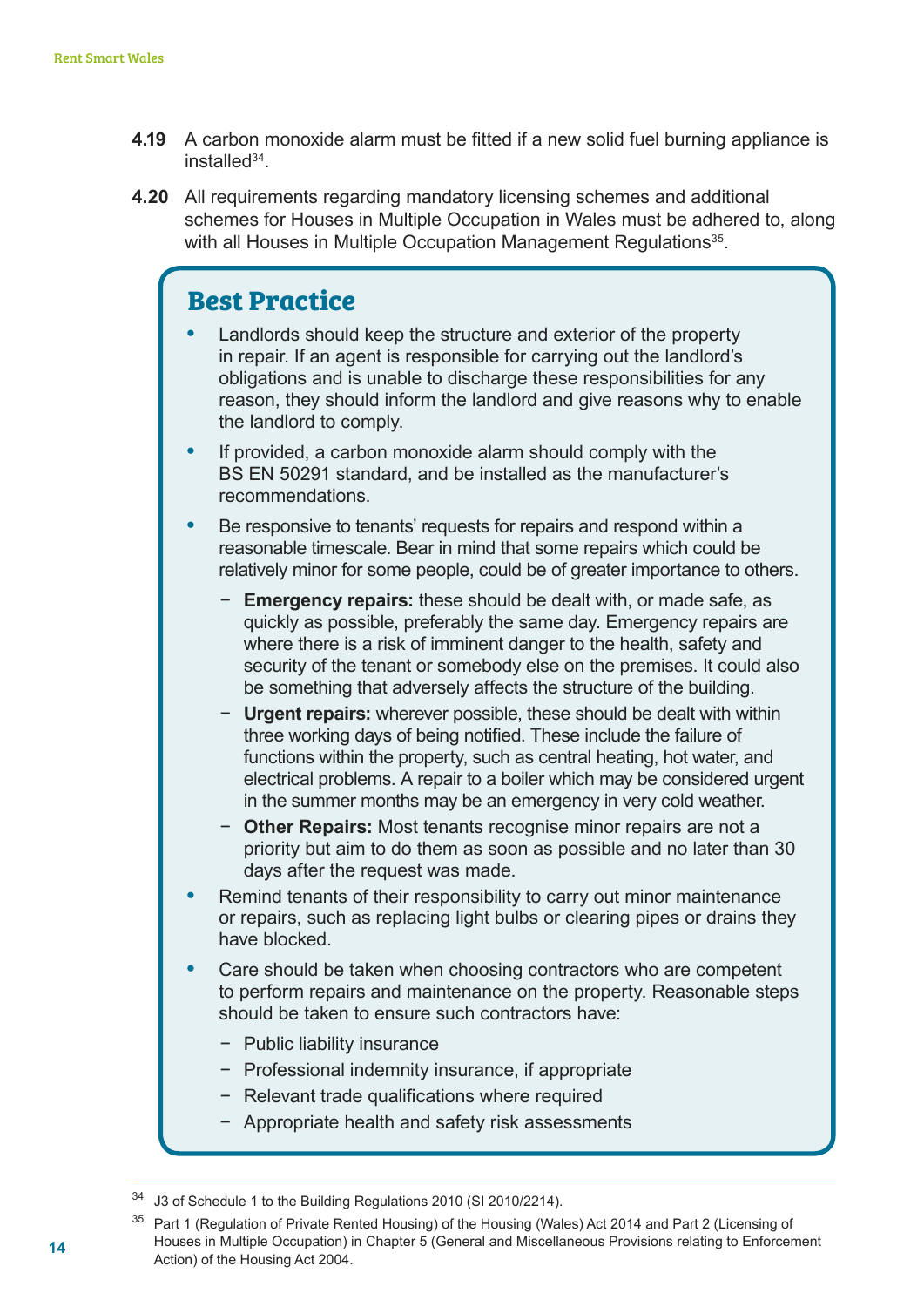**4.19** A carbon monoxide alarm must be fitted if a new solid fuel burning appliance is installed[34].

**4.20** All requirements regarding mandatory licensing schemes and additional schemes for Houses in Multiple Occupation in Wales must be adhered to, along with all Houses in Multiple Occupation Management Regulations[35].

## Best Practice

- Landlords should keep the structure and exterior of the property in repair. If an agent is responsible for carrying out the landlord's obligations and is unable to discharge these responsibilities for any reason, they should inform the landlord and give reasons why to enable the landlord to comply.
- If provided, a carbon monoxide alarm should comply with the BS EN 50291 standard, and be installed as the manufacturer's recommendations.
- Be responsive to tenants' requests for repairs and respond within a reasonable timescale. Bear in mind that some repairs which could be relatively minor for some people, could be of greater importance to others.
  - **Emergency repairs:** these should be dealt with, or made safe, as quickly as possible, preferably the same day. Emergency repairs are where there is a risk of imminent danger to the health, safety and security of the tenant or somebody else on the premises. It could also be something that adversely affects the structure of the building.
  - **Urgent repairs:** wherever possible, these should be dealt with within three working days of being notified. These include the failure of functions within the property, such as central heating, hot water, and electrical problems. A repair to a boiler which may be considered urgent in the summer months may be an emergency in very cold weather.
  - **Other Repairs:** Most tenants recognise minor repairs are not a priority but aim to do them as soon as possible and no later than 30 days after the request was made.
- Remind tenants of their responsibility to carry out minor maintenance or repairs, such as replacing light bulbs or clearing pipes or drains they have blocked.
- Care should be taken when choosing contractors who are competent to perform repairs and maintenance on the property. Reasonable steps should be taken to ensure such contractors have:
  - Public liability insurance
  - Professional indemnity insurance, if appropriate
  - Relevant trade qualifications where required
  - Appropriate health and safety risk assessments

---

[34] J3 of Schedule 1 to the Building Regulations 2010 (SI 2010/2214).

[35] Part 1 (Regulation of Private Rented Housing) of the Housing (Wales) Act 2014 and Part 2 (Licensing of Houses in Multiple Occupation) in Chapter 5 (General and Miscellaneous Provisions relating to Enforcement Action) of the Housing Act 2004.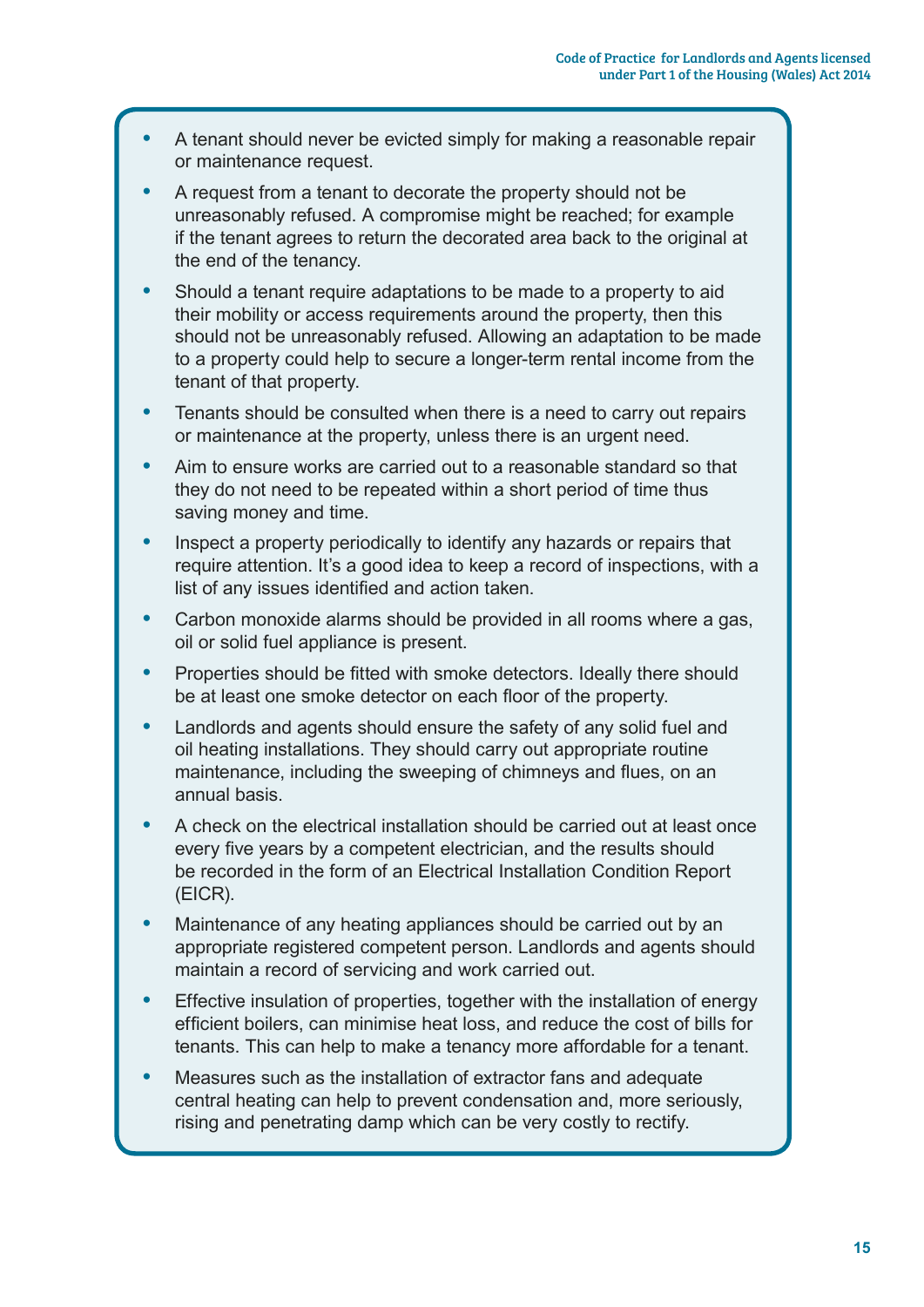- A tenant should never be evicted simply for making a reasonable repair or maintenance request.
- A request from a tenant to decorate the property should not be unreasonably refused. A compromise might be reached; for example if the tenant agrees to return the decorated area back to the original at the end of the tenancy.
- Should a tenant require adaptations to be made to a property to aid their mobility or access requirements around the property, then this should not be unreasonably refused. Allowing an adaptation to be made to a property could help to secure a longer-term rental income from the tenant of that property.
- Tenants should be consulted when there is a need to carry out repairs or maintenance at the property, unless there is an urgent need.
- Aim to ensure works are carried out to a reasonable standard so that they do not need to be repeated within a short period of time thus saving money and time.
- Inspect a property periodically to identify any hazards or repairs that require attention. It's a good idea to keep a record of inspections, with a list of any issues identified and action taken.
- Carbon monoxide alarms should be provided in all rooms where a gas, oil or solid fuel appliance is present.
- Properties should be fitted with smoke detectors. Ideally there should be at least one smoke detector on each floor of the property.
- Landlords and agents should ensure the safety of any solid fuel and oil heating installations. They should carry out appropriate routine maintenance, including the sweeping of chimneys and flues, on an annual basis.
- A check on the electrical installation should be carried out at least once every five years by a competent electrician, and the results should be recorded in the form of an Electrical Installation Condition Report (EICR).
- Maintenance of any heating appliances should be carried out by an appropriate registered competent person. Landlords and agents should maintain a record of servicing and work carried out.
- Effective insulation of properties, together with the installation of energy efficient boilers, can minimise heat loss, and reduce the cost of bills for tenants. This can help to make a tenancy more affordable for a tenant.
- Measures such as the installation of extractor fans and adequate central heating can help to prevent condensation and, more seriously, rising and penetrating damp which can be very costly to rectify.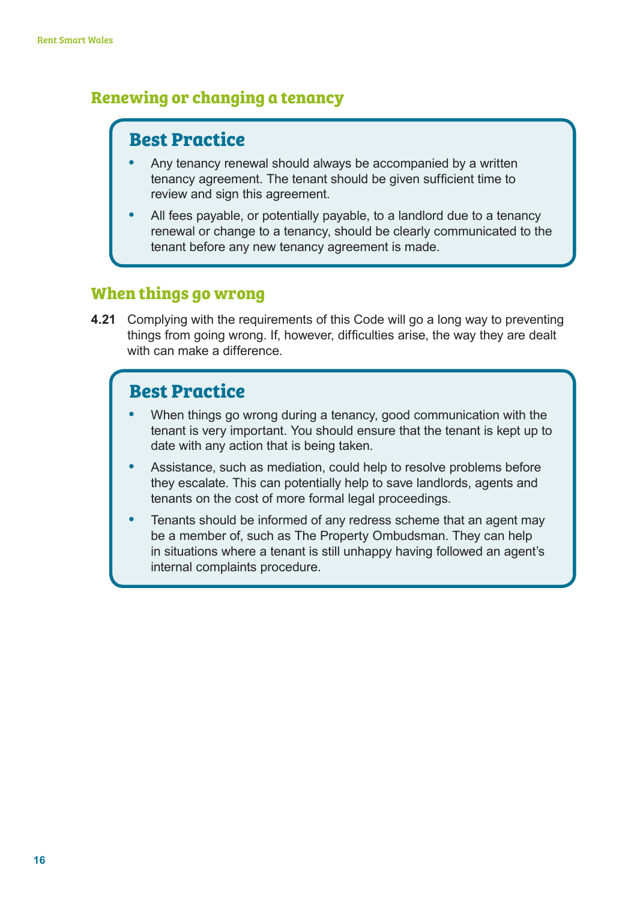## Renewing or changing a tenancy

### Best Practice

- Any tenancy renewal should always be accompanied by a written tenancy agreement. The tenant should be given sufficient time to review and sign this agreement.
- All fees payable, or potentially payable, to a landlord due to a tenancy renewal or change to a tenancy, should be clearly communicated to the tenant before any new tenancy agreement is made.

## When things go wrong

**4.21** Complying with the requirements of this Code will go a long way to preventing things from going wrong. If, however, difficulties arise, the way they are dealt with can make a difference.

### Best Practice

- When things go wrong during a tenancy, good communication with the tenant is very important. You should ensure that the tenant is kept up to date with any action that is being taken.
- Assistance, such as mediation, could help to resolve problems before they escalate. This can potentially help to save landlords, agents and tenants on the cost of more formal legal proceedings.
- Tenants should be informed of any redress scheme that an agent may be a member of, such as The Property Ombudsman. They can help in situations where a tenant is still unhappy having followed an agent's internal complaints procedure.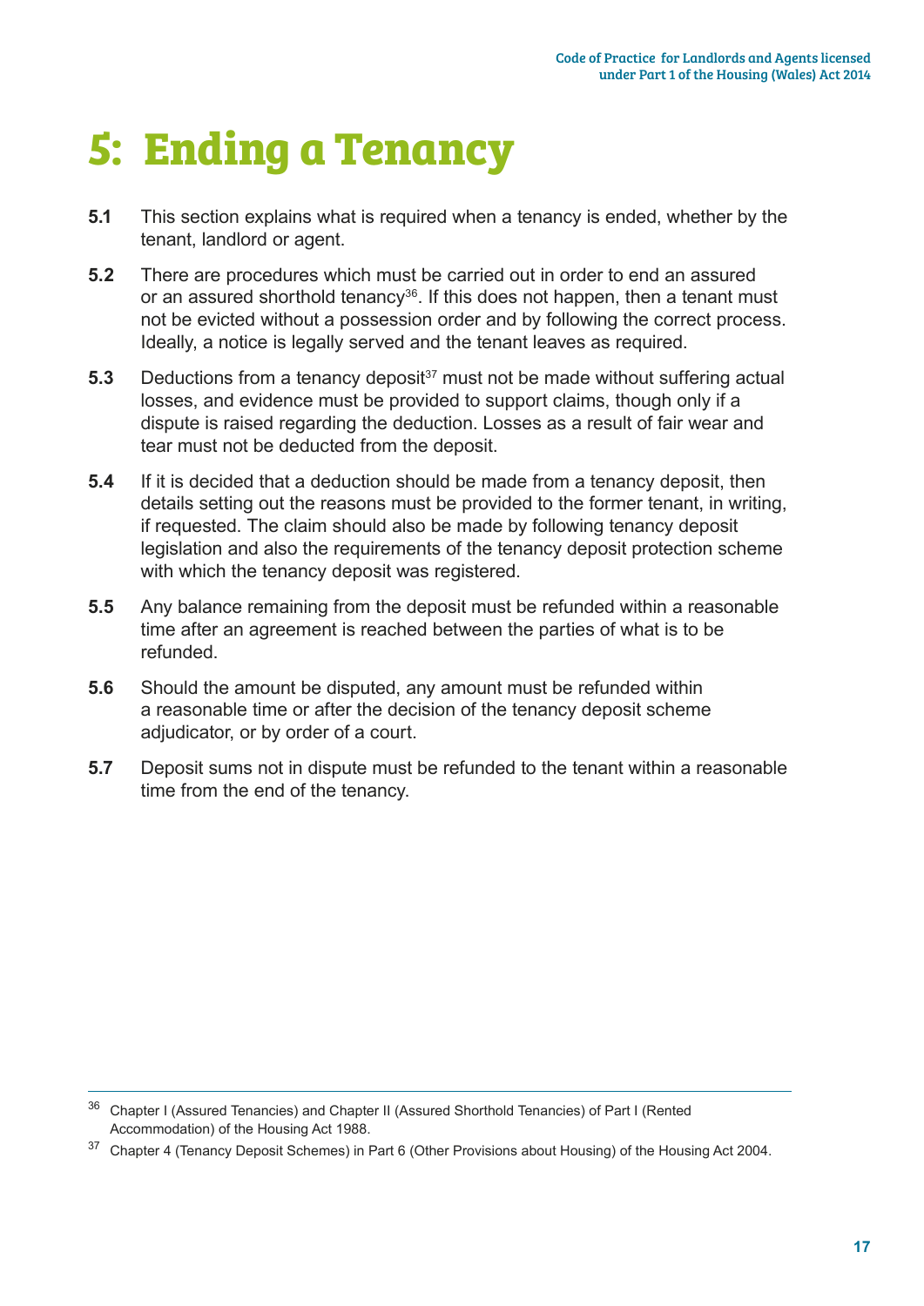# 5: Ending a Tenancy

**5.1** This section explains what is required when a tenancy is ended, whether by the tenant, landlord or agent.

**5.2** There are procedures which must be carried out in order to end an assured or an assured shorthold tenancy[36]. If this does not happen, then a tenant must not be evicted without a possession order and by following the correct process. Ideally, a notice is legally served and the tenant leaves as required.

**5.3** Deductions from a tenancy deposit[37] must not be made without suffering actual losses, and evidence must be provided to support claims, though only if a dispute is raised regarding the deduction. Losses as a result of fair wear and tear must not be deducted from the deposit.

**5.4** If it is decided that a deduction should be made from a tenancy deposit, then details setting out the reasons must be provided to the former tenant, in writing, if requested. The claim should also be made by following tenancy deposit legislation and also the requirements of the tenancy deposit protection scheme with which the tenancy deposit was registered.

**5.5** Any balance remaining from the deposit must be refunded within a reasonable time after an agreement is reached between the parties of what is to be refunded.

**5.6** Should the amount be disputed, any amount must be refunded within a reasonable time or after the decision of the tenancy deposit scheme adjudicator, or by order of a court.

**5.7** Deposit sums not in dispute must be refunded to the tenant within a reasonable time from the end of the tenancy.

---

[36] Chapter I (Assured Tenancies) and Chapter II (Assured Shorthold Tenancies) of Part I (Rented Accommodation) of the Housing Act 1988.

[37] Chapter 4 (Tenancy Deposit Schemes) in Part 6 (Other Provisions about Housing) of the Housing Act 2004.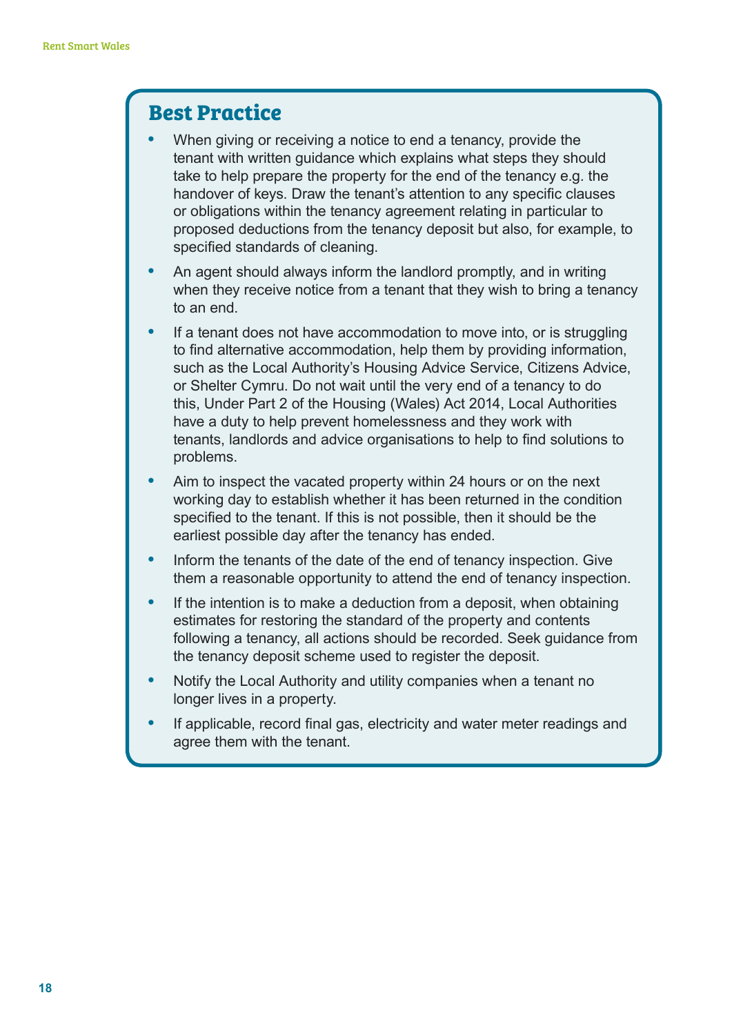## Best Practice

- When giving or receiving a notice to end a tenancy, provide the tenant with written guidance which explains what steps they should take to help prepare the property for the end of the tenancy e.g. the handover of keys. Draw the tenant's attention to any specific clauses or obligations within the tenancy agreement relating in particular to proposed deductions from the tenancy deposit but also, for example, to specified standards of cleaning.
- An agent should always inform the landlord promptly, and in writing when they receive notice from a tenant that they wish to bring a tenancy to an end.
- If a tenant does not have accommodation to move into, or is struggling to find alternative accommodation, help them by providing information, such as the Local Authority's Housing Advice Service, Citizens Advice, or Shelter Cymru. Do not wait until the very end of a tenancy to do this, Under Part 2 of the Housing (Wales) Act 2014, Local Authorities have a duty to help prevent homelessness and they work with tenants, landlords and advice organisations to help to find solutions to problems.
- Aim to inspect the vacated property within 24 hours or on the next working day to establish whether it has been returned in the condition specified to the tenant. If this is not possible, then it should be the earliest possible day after the tenancy has ended.
- Inform the tenants of the date of the end of tenancy inspection. Give them a reasonable opportunity to attend the end of tenancy inspection.
- If the intention is to make a deduction from a deposit, when obtaining estimates for restoring the standard of the property and contents following a tenancy, all actions should be recorded. Seek guidance from the tenancy deposit scheme used to register the deposit.
- Notify the Local Authority and utility companies when a tenant no longer lives in a property.
- If applicable, record final gas, electricity and water meter readings and agree them with the tenant.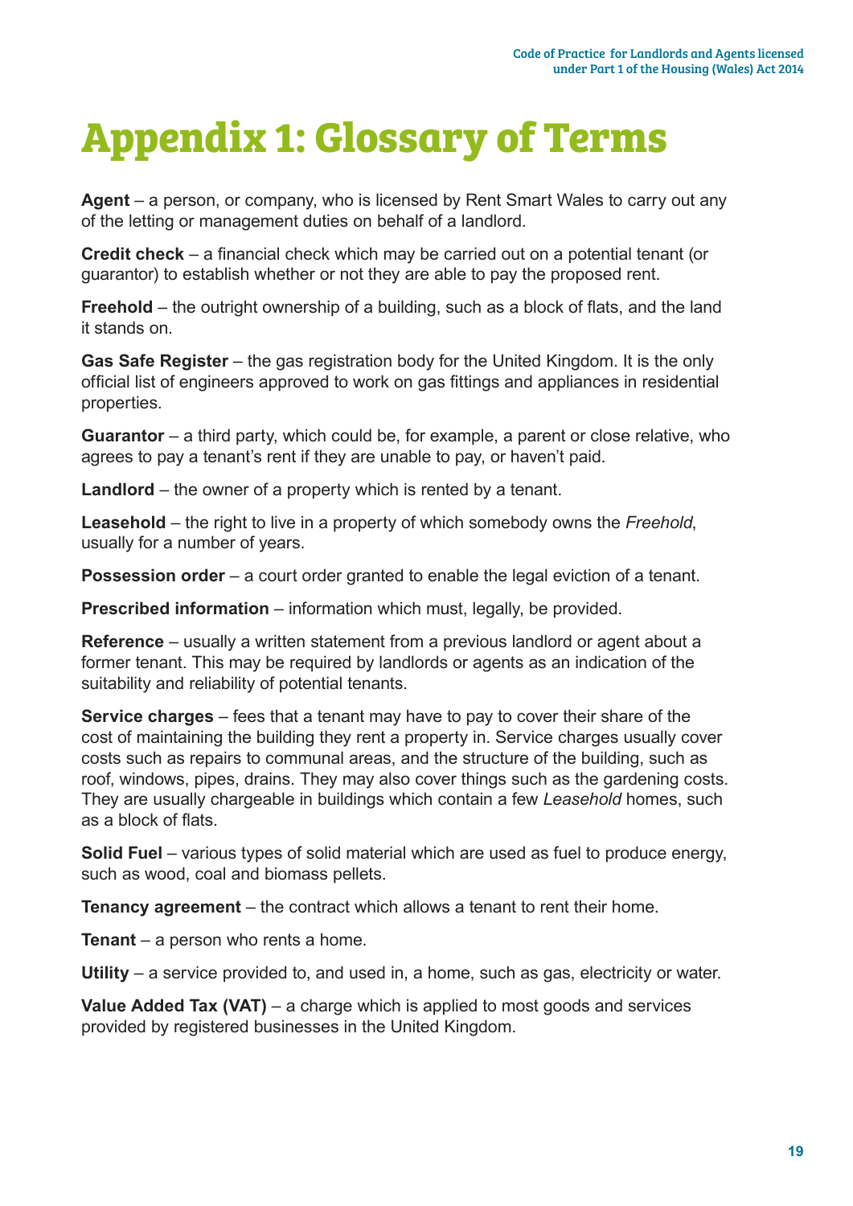# Appendix 1: Glossary of Terms

**Agent** – a person, or company, who is licensed by Rent Smart Wales to carry out any of the letting or management duties on behalf of a landlord.

**Credit check** – a financial check which may be carried out on a potential tenant (or guarantor) to establish whether or not they are able to pay the proposed rent.

**Freehold** – the outright ownership of a building, such as a block of flats, and the land it stands on.

**Gas Safe Register** – the gas registration body for the United Kingdom. It is the only official list of engineers approved to work on gas fittings and appliances in residential properties.

**Guarantor** – a third party, which could be, for example, a parent or close relative, who agrees to pay a tenant's rent if they are unable to pay, or haven't paid.

**Landlord** – the owner of a property which is rented by a tenant.

**Leasehold** – the right to live in a property of which somebody owns the *Freehold*, usually for a number of years.

**Possession order** – a court order granted to enable the legal eviction of a tenant.

**Prescribed information** – information which must, legally, be provided.

**Reference** – usually a written statement from a previous landlord or agent about a former tenant. This may be required by landlords or agents as an indication of the suitability and reliability of potential tenants.

**Service charges** – fees that a tenant may have to pay to cover their share of the cost of maintaining the building they rent a property in. Service charges usually cover costs such as repairs to communal areas, and the structure of the building, such as roof, windows, pipes, drains. They may also cover things such as the gardening costs. They are usually chargeable in buildings which contain a few *Leasehold* homes, such as a block of flats.

**Solid Fuel** – various types of solid material which are used as fuel to produce energy, such as wood, coal and biomass pellets.

**Tenancy agreement** – the contract which allows a tenant to rent their home.

**Tenant** – a person who rents a home.

**Utility** – a service provided to, and used in, a home, such as gas, electricity or water.

**Value Added Tax (VAT)** – a charge which is applied to most goods and services provided by registered businesses in the United Kingdom.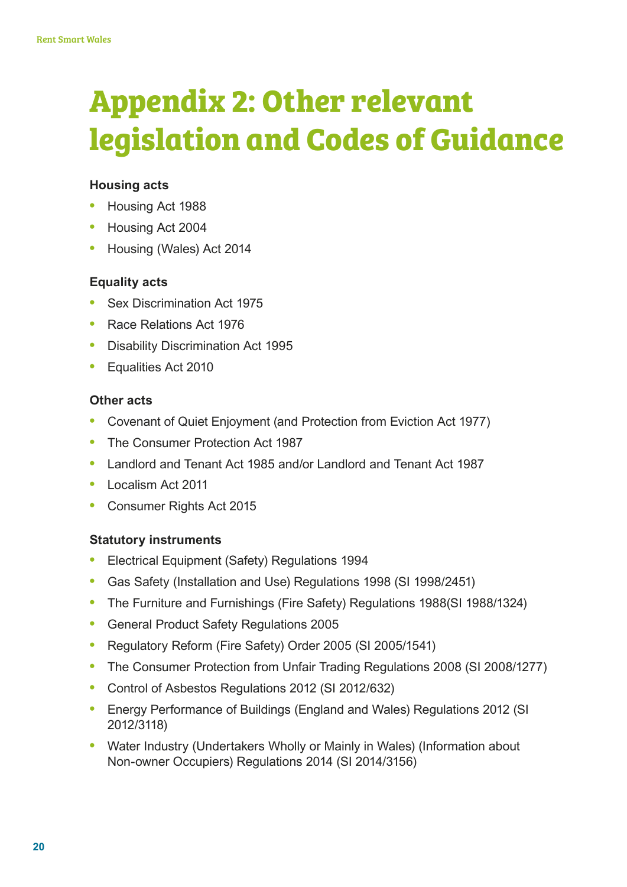# Appendix 2: Other relevant legislation and Codes of Guidance

**Housing acts**

- Housing Act 1988
- Housing Act 2004
- Housing (Wales) Act 2014

**Equality acts**

- Sex Discrimination Act 1975
- Race Relations Act 1976
- Disability Discrimination Act 1995
- Equalities Act 2010

**Other acts**

- Covenant of Quiet Enjoyment (and Protection from Eviction Act 1977)
- The Consumer Protection Act 1987
- Landlord and Tenant Act 1985 and/or Landlord and Tenant Act 1987
- Localism Act 2011
- Consumer Rights Act 2015

**Statutory instruments**

- Electrical Equipment (Safety) Regulations 1994
- Gas Safety (Installation and Use) Regulations 1998 (SI 1998/2451)
- The Furniture and Furnishings (Fire Safety) Regulations 1988(SI 1988/1324)
- General Product Safety Regulations 2005
- Regulatory Reform (Fire Safety) Order 2005 (SI 2005/1541)
- The Consumer Protection from Unfair Trading Regulations 2008 (SI 2008/1277)
- Control of Asbestos Regulations 2012 (SI 2012/632)
- Energy Performance of Buildings (England and Wales) Regulations 2012 (SI 2012/3118)
- Water Industry (Undertakers Wholly or Mainly in Wales) (Information about Non-owner Occupiers) Regulations 2014 (SI 2014/3156)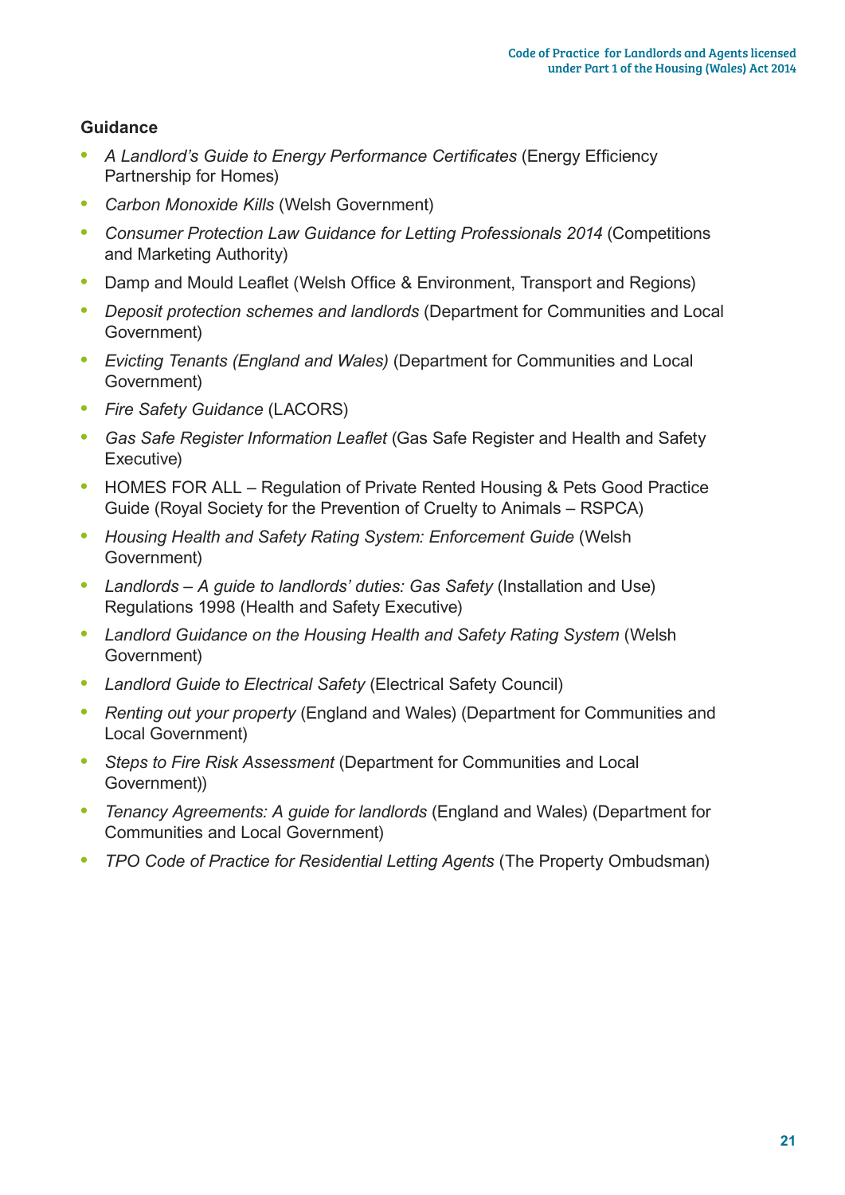**Guidance**

- *A Landlord's Guide to Energy Performance Certificates* (Energy Efficiency Partnership for Homes)
- *Carbon Monoxide Kills* (Welsh Government)
- *Consumer Protection Law Guidance for Letting Professionals 2014* (Competitions and Marketing Authority)
- Damp and Mould Leaflet (Welsh Office & Environment, Transport and Regions)
- *Deposit protection schemes and landlords* (Department for Communities and Local Government)
- *Evicting Tenants (England and Wales)* (Department for Communities and Local Government)
- *Fire Safety Guidance* (LACORS)
- *Gas Safe Register Information Leaflet* (Gas Safe Register and Health and Safety Executive)
- HOMES FOR ALL – Regulation of Private Rented Housing & Pets Good Practice Guide (Royal Society for the Prevention of Cruelty to Animals – RSPCA)
- *Housing Health and Safety Rating System: Enforcement Guide* (Welsh Government)
- *Landlords – A guide to landlords' duties: Gas Safety* (Installation and Use) Regulations 1998 (Health and Safety Executive)
- *Landlord Guidance on the Housing Health and Safety Rating System* (Welsh Government)
- *Landlord Guide to Electrical Safety* (Electrical Safety Council)
- *Renting out your property* (England and Wales) (Department for Communities and Local Government)
- *Steps to Fire Risk Assessment* (Department for Communities and Local Government))
- *Tenancy Agreements: A guide for landlords* (England and Wales) (Department for Communities and Local Government)
- *TPO Code of Practice for Residential Letting Agents* (The Property Ombudsman)